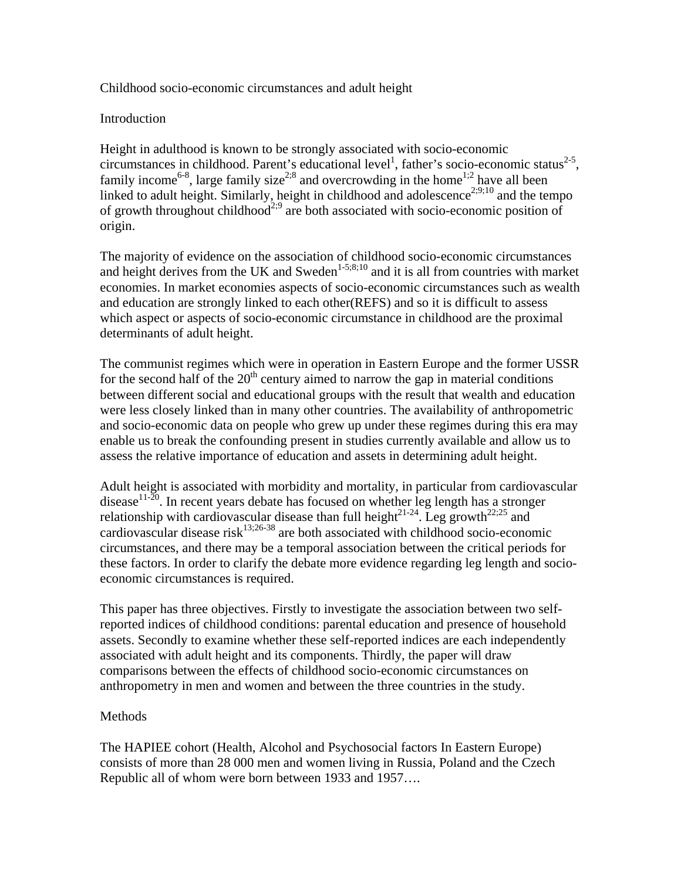# Childhood socio-economic circumstances and adult height

## Introduction

Height in adulthood is known to be strongly associated with socio-economic circumstances in childhood. Parent's educational level[1], father's socio-economic status[2-5], family income[6-8], large family size[2;8] and overcrowding in the home[1;2] have all been linked to adult height. Similarly, height in childhood and adolescence[2;9;10] and the tempo of growth throughout childhood[2;9] are both associated with socio-economic position of origin.

The majority of evidence on the association of childhood socio-economic circumstances and height derives from the UK and Sweden[1-5;8;10] and it is all from countries with market economies. In market economies aspects of socio-economic circumstances such as wealth and education are strongly linked to each other(REFS) and so it is difficult to assess which aspect or aspects of socio-economic circumstance in childhood are the proximal determinants of adult height.

The communist regimes which were in operation in Eastern Europe and the former USSR for the second half of the 20th century aimed to narrow the gap in material conditions between different social and educational groups with the result that wealth and education were less closely linked than in many other countries. The availability of anthropometric and socio-economic data on people who grew up under these regimes during this era may enable us to break the confounding present in studies currently available and allow us to assess the relative importance of education and assets in determining adult height.

Adult height is associated with morbidity and mortality, in particular from cardiovascular disease[11-20]. In recent years debate has focused on whether leg length has a stronger relationship with cardiovascular disease than full height[21-24]. Leg growth[22;25] and cardiovascular disease risk[13;26-38] are both associated with childhood socio-economic circumstances, and there may be a temporal association between the critical periods for these factors. In order to clarify the debate more evidence regarding leg length and socio-economic circumstances is required.

This paper has three objectives. Firstly to investigate the association between two self-reported indices of childhood conditions: parental education and presence of household assets. Secondly to examine whether these self-reported indices are each independently associated with adult height and its components. Thirdly, the paper will draw comparisons between the effects of childhood socio-economic circumstances on anthropometry in men and women and between the three countries in the study.

## Methods

The HAPIEE cohort (Health, Alcohol and Psychosocial factors In Eastern Europe) consists of more than 28 000 men and women living in Russia, Poland and the Czech Republic all of whom were born between 1933 and 1957….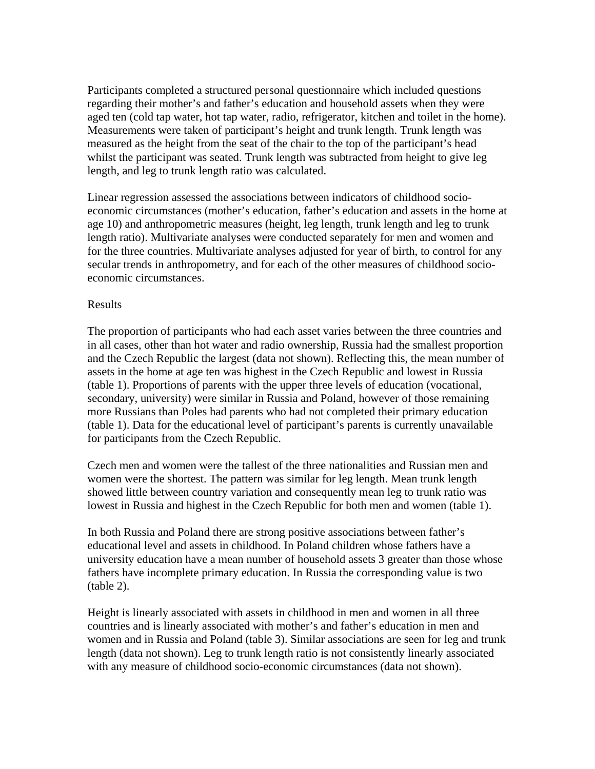Participants completed a structured personal questionnaire which included questions regarding their mother's and father's education and household assets when they were aged ten (cold tap water, hot tap water, radio, refrigerator, kitchen and toilet in the home). Measurements were taken of participant's height and trunk length. Trunk length was measured as the height from the seat of the chair to the top of the participant's head whilst the participant was seated. Trunk length was subtracted from height to give leg length, and leg to trunk length ratio was calculated.

Linear regression assessed the associations between indicators of childhood socio-economic circumstances (mother's education, father's education and assets in the home at age 10) and anthropometric measures (height, leg length, trunk length and leg to trunk length ratio). Multivariate analyses were conducted separately for men and women and for the three countries. Multivariate analyses adjusted for year of birth, to control for any secular trends in anthropometry, and for each of the other measures of childhood socio-economic circumstances.

## Results

The proportion of participants who had each asset varies between the three countries and in all cases, other than hot water and radio ownership, Russia had the smallest proportion and the Czech Republic the largest (data not shown). Reflecting this, the mean number of assets in the home at age ten was highest in the Czech Republic and lowest in Russia (table 1). Proportions of parents with the upper three levels of education (vocational, secondary, university) were similar in Russia and Poland, however of those remaining more Russians than Poles had parents who had not completed their primary education (table 1). Data for the educational level of participant's parents is currently unavailable for participants from the Czech Republic.

Czech men and women were the tallest of the three nationalities and Russian men and women were the shortest. The pattern was similar for leg length. Mean trunk length showed little between country variation and consequently mean leg to trunk ratio was lowest in Russia and highest in the Czech Republic for both men and women (table 1).

In both Russia and Poland there are strong positive associations between father's educational level and assets in childhood. In Poland children whose fathers have a university education have a mean number of household assets 3 greater than those whose fathers have incomplete primary education. In Russia the corresponding value is two (table 2).

Height is linearly associated with assets in childhood in men and women in all three countries and is linearly associated with mother's and father's education in men and women and in Russia and Poland (table 3). Similar associations are seen for leg and trunk length (data not shown). Leg to trunk length ratio is not consistently linearly associated with any measure of childhood socio-economic circumstances (data not shown).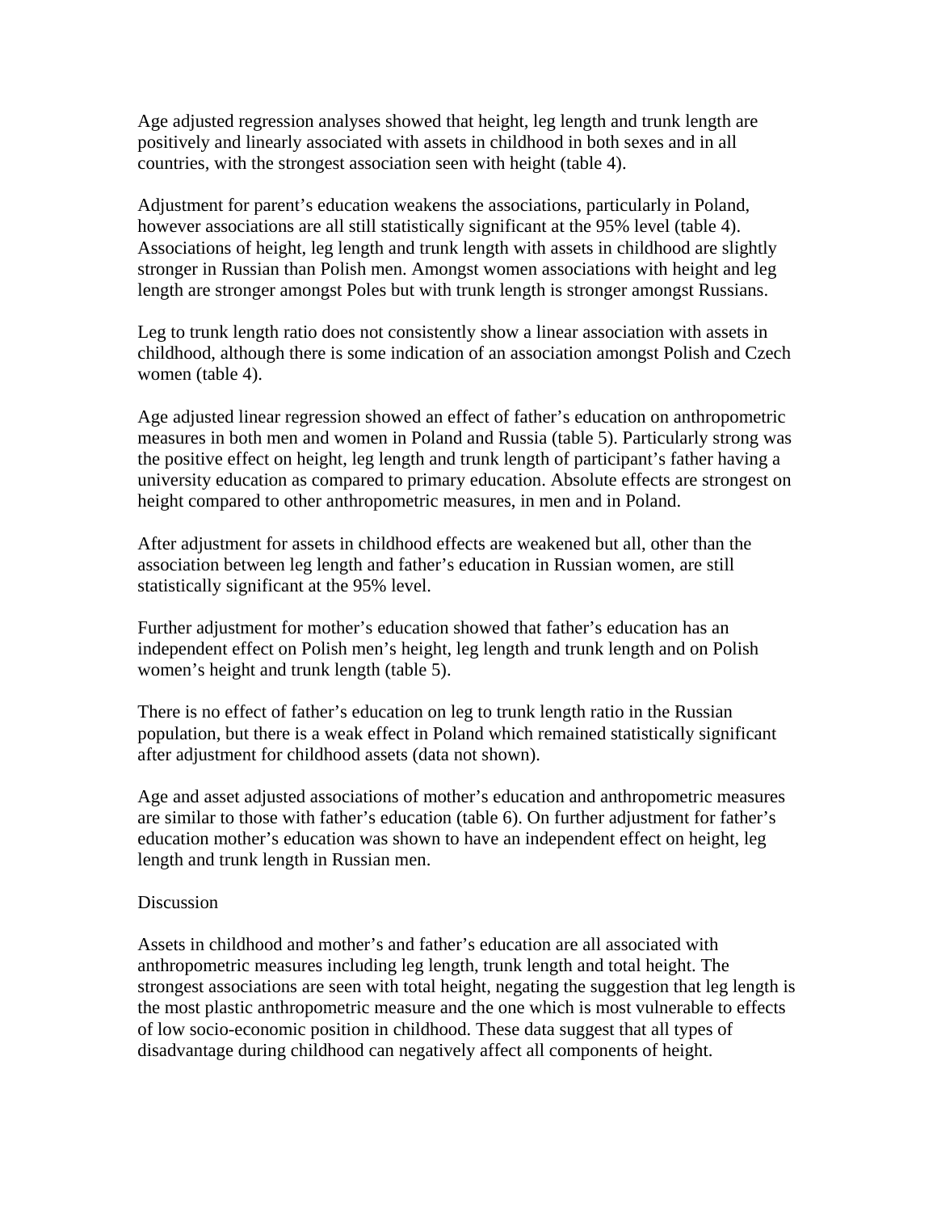Age adjusted regression analyses showed that height, leg length and trunk length are positively and linearly associated with assets in childhood in both sexes and in all countries, with the strongest association seen with height (table 4).

Adjustment for parent's education weakens the associations, particularly in Poland, however associations are all still statistically significant at the 95% level (table 4). Associations of height, leg length and trunk length with assets in childhood are slightly stronger in Russian than Polish men. Amongst women associations with height and leg length are stronger amongst Poles but with trunk length is stronger amongst Russians.

Leg to trunk length ratio does not consistently show a linear association with assets in childhood, although there is some indication of an association amongst Polish and Czech women (table 4).

Age adjusted linear regression showed an effect of father's education on anthropometric measures in both men and women in Poland and Russia (table 5). Particularly strong was the positive effect on height, leg length and trunk length of participant's father having a university education as compared to primary education. Absolute effects are strongest on height compared to other anthropometric measures, in men and in Poland.

After adjustment for assets in childhood effects are weakened but all, other than the association between leg length and father's education in Russian women, are still statistically significant at the 95% level.

Further adjustment for mother's education showed that father's education has an independent effect on Polish men's height, leg length and trunk length and on Polish women's height and trunk length (table 5).

There is no effect of father's education on leg to trunk length ratio in the Russian population, but there is a weak effect in Poland which remained statistically significant after adjustment for childhood assets (data not shown).

Age and asset adjusted associations of mother's education and anthropometric measures are similar to those with father's education (table 6). On further adjustment for father's education mother's education was shown to have an independent effect on height, leg length and trunk length in Russian men.

## Discussion

Assets in childhood and mother's and father's education are all associated with anthropometric measures including leg length, trunk length and total height. The strongest associations are seen with total height, negating the suggestion that leg length is the most plastic anthropometric measure and the one which is most vulnerable to effects of low socio-economic position in childhood. These data suggest that all types of disadvantage during childhood can negatively affect all components of height.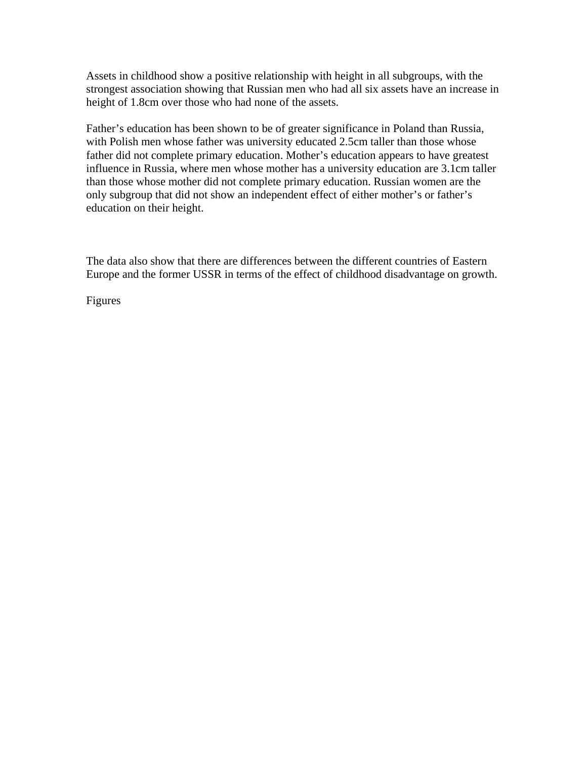Assets in childhood show a positive relationship with height in all subgroups, with the strongest association showing that Russian men who had all six assets have an increase in height of 1.8cm over those who had none of the assets.

Father's education has been shown to be of greater significance in Poland than Russia, with Polish men whose father was university educated 2.5cm taller than those whose father did not complete primary education. Mother's education appears to have greatest influence in Russia, where men whose mother has a university education are 3.1cm taller than those whose mother did not complete primary education. Russian women are the only subgroup that did not show an independent effect of either mother's or father's education on their height.

The data also show that there are differences between the different countries of Eastern Europe and the former USSR in terms of the effect of childhood disadvantage on growth.

Figures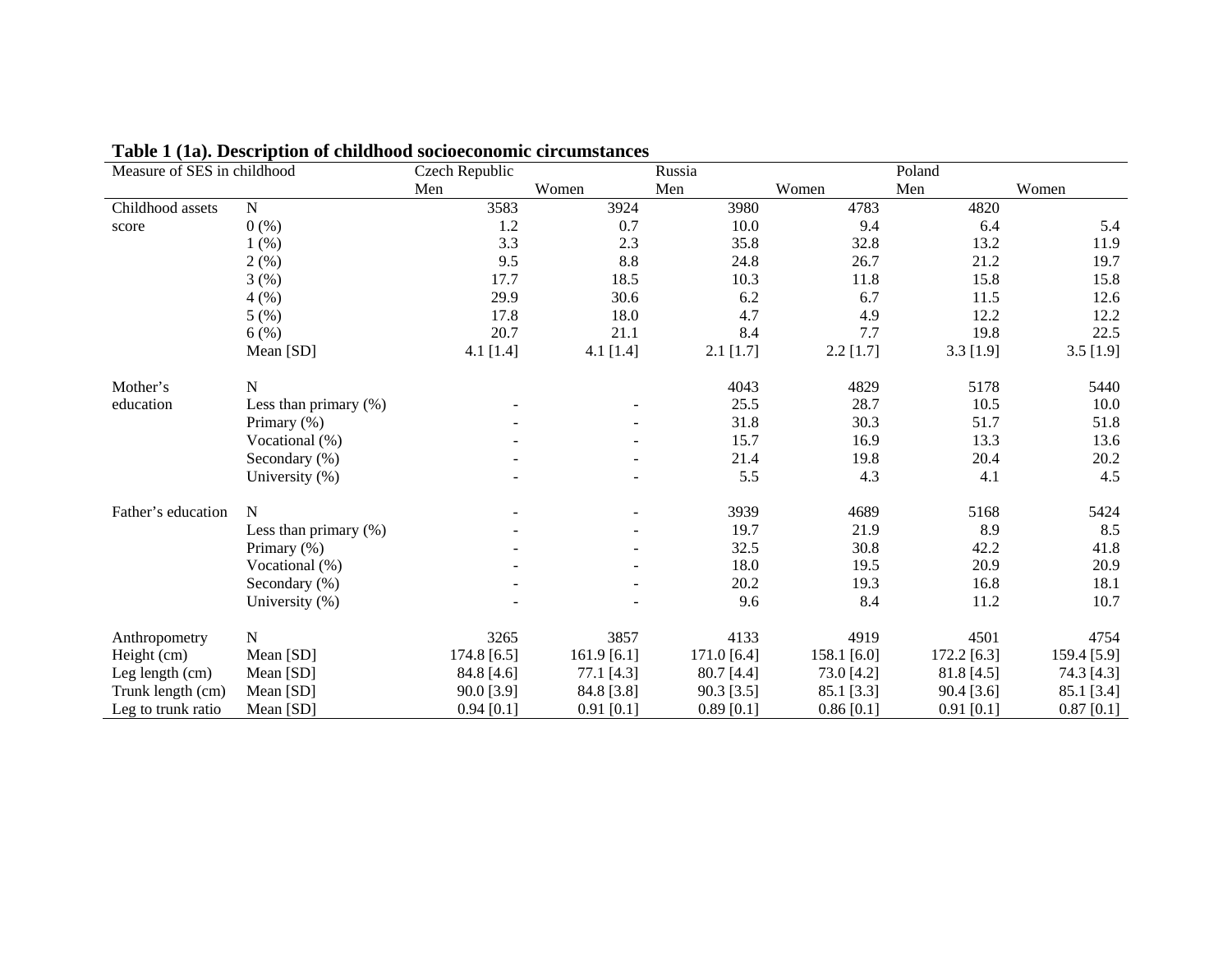**Table 1 (1a). Description of childhood socioeconomic circumstances**

| Measure of SES in childhood | | Czech Republic | | Russia | | Poland | |
|---|---|---|---|---|---|---|---|
| | | Men | Women | Men | Women | Men | Women |
| Childhood assets score | N | 3583 | 3924 | 3980 | 4783 | 4820 | |
| | 0 (%) | 1.2 | 0.7 | 10.0 | 9.4 | 6.4 | 5.4 |
| | 1 (%) | 3.3 | 2.3 | 35.8 | 32.8 | 13.2 | 11.9 |
| | 2 (%) | 9.5 | 8.8 | 24.8 | 26.7 | 21.2 | 19.7 |
| | 3 (%) | 17.7 | 18.5 | 10.3 | 11.8 | 15.8 | 15.8 |
| | 4 (%) | 29.9 | 30.6 | 6.2 | 6.7 | 11.5 | 12.6 |
| | 5 (%) | 17.8 | 18.0 | 4.7 | 4.9 | 12.2 | 12.2 |
| | 6 (%) | 20.7 | 21.1 | 8.4 | 7.7 | 19.8 | 22.5 |
| | Mean [SD] | 4.1 [1.4] | 4.1 [1.4] | 2.1 [1.7] | 2.2 [1.7] | 3.3 [1.9] | 3.5 [1.9] |
| Mother's education | N | | | 4043 | 4829 | 5178 | 5440 |
| | Less than primary (%) | - | - | 25.5 | 28.7 | 10.5 | 10.0 |
| | Primary (%) | - | - | 31.8 | 30.3 | 51.7 | 51.8 |
| | Vocational (%) | - | - | 15.7 | 16.9 | 13.3 | 13.6 |
| | Secondary (%) | - | - | 21.4 | 19.8 | 20.4 | 20.2 |
| | University (%) | - | - | 5.5 | 4.3 | 4.1 | 4.5 |
| Father's education | N | - | - | 3939 | 4689 | 5168 | 5424 |
| | Less than primary (%) | - | - | 19.7 | 21.9 | 8.9 | 8.5 |
| | Primary (%) | - | - | 32.5 | 30.8 | 42.2 | 41.8 |
| | Vocational (%) | - | - | 18.0 | 19.5 | 20.9 | 20.9 |
| | Secondary (%) | - | - | 20.2 | 19.3 | 16.8 | 18.1 |
| | University (%) | - | - | 9.6 | 8.4 | 11.2 | 10.7 |
| Anthropometry | N | 3265 | 3857 | 4133 | 4919 | 4501 | 4754 |
| Height (cm) | Mean [SD] | 174.8 [6.5] | 161.9 [6.1] | 171.0 [6.4] | 158.1 [6.0] | 172.2 [6.3] | 159.4 [5.9] |
| Leg length (cm) | Mean [SD] | 84.8 [4.6] | 77.1 [4.3] | 80.7 [4.4] | 73.0 [4.2] | 81.8 [4.5] | 74.3 [4.3] |
| Trunk length (cm) | Mean [SD] | 90.0 [3.9] | 84.8 [3.8] | 90.3 [3.5] | 85.1 [3.3] | 90.4 [3.6] | 85.1 [3.4] |
| Leg to trunk ratio | Mean [SD] | 0.94 [0.1] | 0.91 [0.1] | 0.89 [0.1] | 0.86 [0.1] | 0.91 [0.1] | 0.87 [0.1] |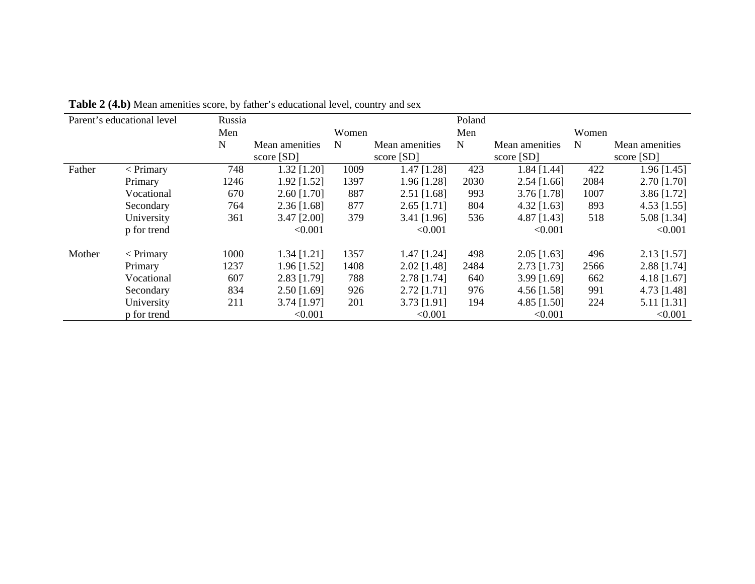**Table 2 (4.b)** Mean amenities score, by father's educational level, country and sex

| Parent's educational level | | Russia | | | | Poland | | | |
|---|---|---|---|---|---|---|---|---|---|
| | | Men | | Women | | Men | | Women | |
| | | N | Mean amenities score [SD] | N | Mean amenities score [SD] | N | Mean amenities score [SD] | N | Mean amenities score [SD] |
| Father | < Primary | 748 | 1.32 [1.20] | 1009 | 1.47 [1.28] | 423 | 1.84 [1.44] | 422 | 1.96 [1.45] |
| | Primary | 1246 | 1.92 [1.52] | 1397 | 1.96 [1.28] | 2030 | 2.54 [1.66] | 2084 | 2.70 [1.70] |
| | Vocational | 670 | 2.60 [1.70] | 887 | 2.51 [1.68] | 993 | 3.76 [1.78] | 1007 | 3.86 [1.72] |
| | Secondary | 764 | 2.36 [1.68] | 877 | 2.65 [1.71] | 804 | 4.32 [1.63] | 893 | 4.53 [1.55] |
| | University | 361 | 3.47 [2.00] | 379 | 3.41 [1.96] | 536 | 4.87 [1.43] | 518 | 5.08 [1.34] |
| | p for trend | | <0.001 | | <0.001 | | <0.001 | | <0.001 |
| Mother | < Primary | 1000 | 1.34 [1.21] | 1357 | 1.47 [1.24] | 498 | 2.05 [1.63] | 496 | 2.13 [1.57] |
| | Primary | 1237 | 1.96 [1.52] | 1408 | 2.02 [1.48] | 2484 | 2.73 [1.73] | 2566 | 2.88 [1.74] |
| | Vocational | 607 | 2.83 [1.79] | 788 | 2.78 [1.74] | 640 | 3.99 [1.69] | 662 | 4.18 [1.67] |
| | Secondary | 834 | 2.50 [1.69] | 926 | 2.72 [1.71] | 976 | 4.56 [1.58] | 991 | 4.73 [1.48] |
| | University | 211 | 3.74 [1.97] | 201 | 3.73 [1.91] | 194 | 4.85 [1.50] | 224 | 5.11 [1.31] |
| | p for trend | | <0.001 | | <0.001 | | <0.001 | | <0.001 |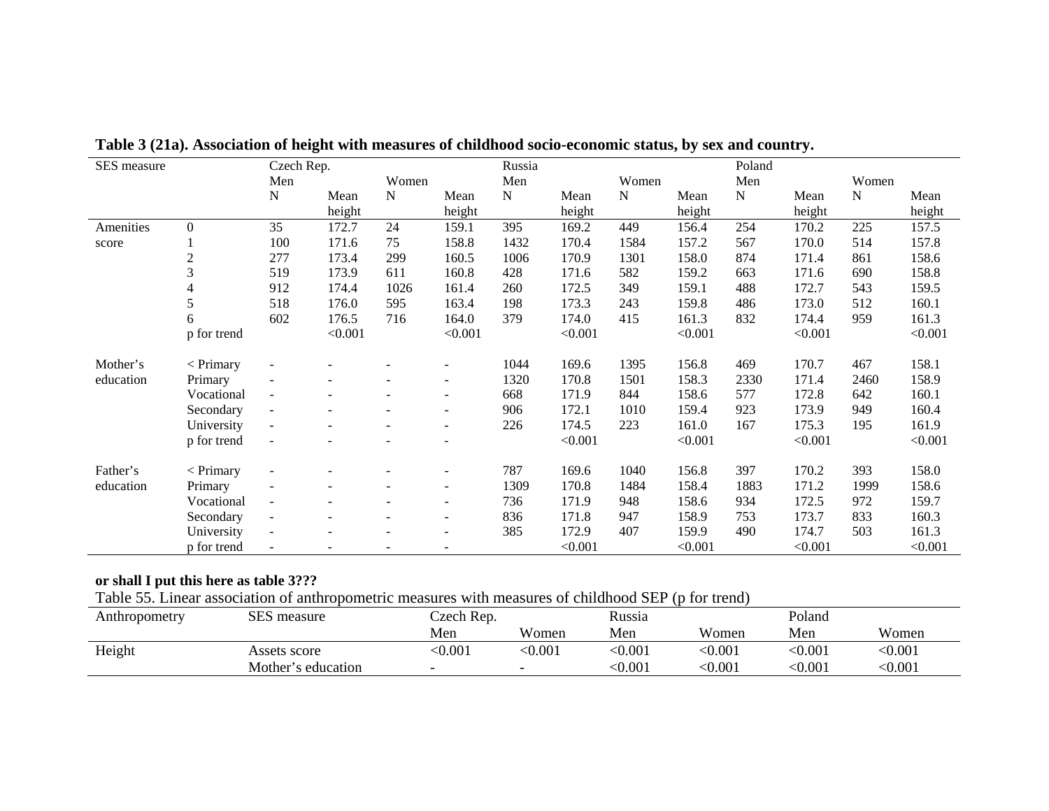**Table 3 (21a). Association of height with measures of childhood socio-economic status, by sex and country.**

| SES measure | | Czech Rep. | | | | Russia | | | | Poland | | | |
|---|---|---|---|---|---|---|---|---|---|---|---|---|---|
| | | Men | | Women | | Men | | Women | | Men | | Women | |
| | | N | Mean height | N | Mean height | N | Mean height | N | Mean height | N | Mean height | N | Mean height |
| Amenities score | 0 | 35 | 172.7 | 24 | 159.1 | 395 | 169.2 | 449 | 156.4 | 254 | 170.2 | 225 | 157.5 |
| | 1 | 100 | 171.6 | 75 | 158.8 | 1432 | 170.4 | 1584 | 157.2 | 567 | 170.0 | 514 | 157.8 |
| | 2 | 277 | 173.4 | 299 | 160.5 | 1006 | 170.9 | 1301 | 158.0 | 874 | 171.4 | 861 | 158.6 |
| | 3 | 519 | 173.9 | 611 | 160.8 | 428 | 171.6 | 582 | 159.2 | 663 | 171.6 | 690 | 158.8 |
| | 4 | 912 | 174.4 | 1026 | 161.4 | 260 | 172.5 | 349 | 159.1 | 488 | 172.7 | 543 | 159.5 |
| | 5 | 518 | 176.0 | 595 | 163.4 | 198 | 173.3 | 243 | 159.8 | 486 | 173.0 | 512 | 160.1 |
| | 6 | 602 | 176.5 | 716 | 164.0 | 379 | 174.0 | 415 | 161.3 | 832 | 174.4 | 959 | 161.3 |
| | p for trend | | <0.001 | | <0.001 | | <0.001 | | <0.001 | | <0.001 | | <0.001 |
| Mother's education | < Primary | - | - | - | - | 1044 | 169.6 | 1395 | 156.8 | 469 | 170.7 | 467 | 158.1 |
| | Primary | - | - | - | - | 1320 | 170.8 | 1501 | 158.3 | 2330 | 171.4 | 2460 | 158.9 |
| | Vocational | - | - | - | - | 668 | 171.9 | 844 | 158.6 | 577 | 172.8 | 642 | 160.1 |
| | Secondary | - | - | - | - | 906 | 172.1 | 1010 | 159.4 | 923 | 173.9 | 949 | 160.4 |
| | University | - | - | - | - | 226 | 174.5 | 223 | 161.0 | 167 | 175.3 | 195 | 161.9 |
| | p for trend | - | - | - | - | | <0.001 | | <0.001 | | <0.001 | | <0.001 |
| Father's education | < Primary | - | - | - | - | 787 | 169.6 | 1040 | 156.8 | 397 | 170.2 | 393 | 158.0 |
| | Primary | - | - | - | - | 1309 | 170.8 | 1484 | 158.4 | 1883 | 171.2 | 1999 | 158.6 |
| | Vocational | - | - | - | - | 736 | 171.9 | 948 | 158.6 | 934 | 172.5 | 972 | 159.7 |
| | Secondary | - | - | - | - | 836 | 171.8 | 947 | 158.9 | 753 | 173.7 | 833 | 160.3 |
| | University | - | - | - | - | 385 | 172.9 | 407 | 159.9 | 490 | 174.7 | 503 | 161.3 |
| | p for trend | - | - | - | - | | <0.001 | | <0.001 | | <0.001 | | <0.001 |

**or shall I put this here as table 3???**

Table 55. Linear association of anthropometric measures with measures of childhood SEP (p for trend)

| Anthropometry | SES measure | Czech Rep. | | Russia | | Poland | |
|---|---|---|---|---|---|---|---|
| | | Men | Women | Men | Women | Men | Women |
| Height | Assets score | <0.001 | <0.001 | <0.001 | <0.001 | <0.001 | <0.001 |
| | Mother's education | - | - | <0.001 | <0.001 | <0.001 | <0.001 |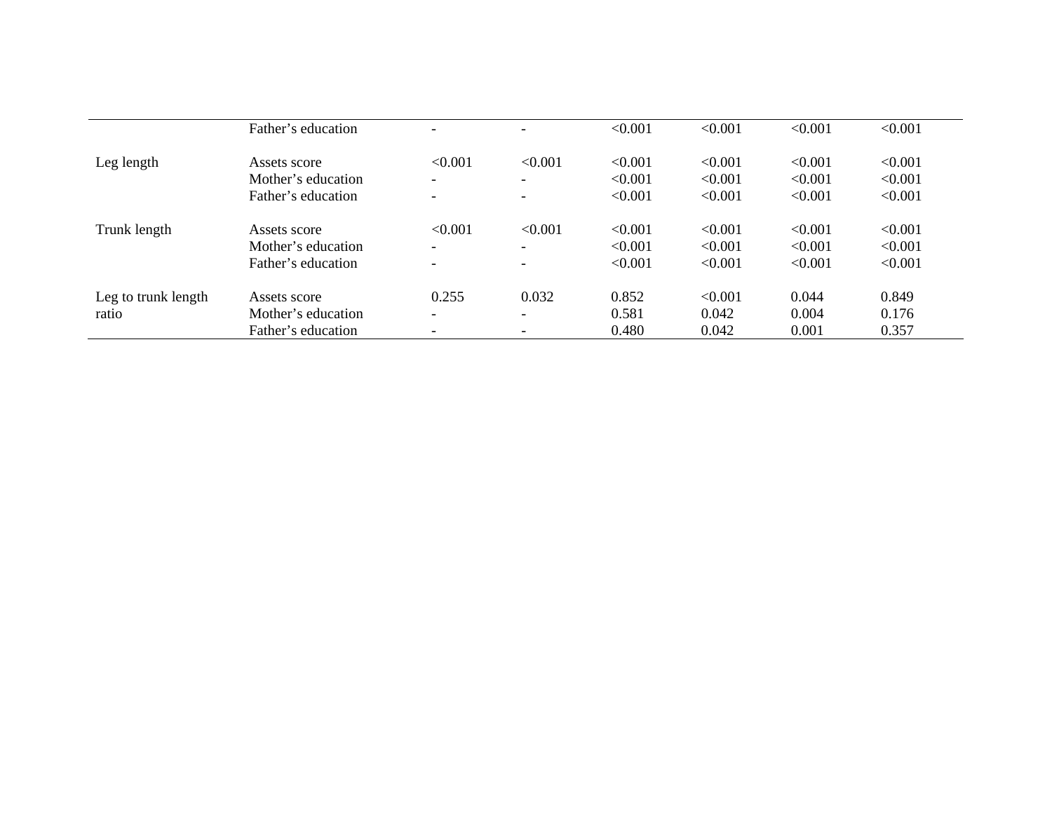| | | | | | | | |
|---|---|---|---|---|---|---|---|
| | Father's education | - | - | <0.001 | <0.001 | <0.001 | <0.001 |
| Leg length | Assets score | <0.001 | <0.001 | <0.001 | <0.001 | <0.001 | <0.001 |
| | Mother's education | - | - | <0.001 | <0.001 | <0.001 | <0.001 |
| | Father's education | - | - | <0.001 | <0.001 | <0.001 | <0.001 |
| Trunk length | Assets score | <0.001 | <0.001 | <0.001 | <0.001 | <0.001 | <0.001 |
| | Mother's education | - | - | <0.001 | <0.001 | <0.001 | <0.001 |
| | Father's education | - | - | <0.001 | <0.001 | <0.001 | <0.001 |
| Leg to trunk length ratio | Assets score | 0.255 | 0.032 | 0.852 | <0.001 | 0.044 | 0.849 |
| | Mother's education | - | - | 0.581 | 0.042 | 0.004 | 0.176 |
| | Father's education | - | - | 0.480 | 0.042 | 0.001 | 0.357 |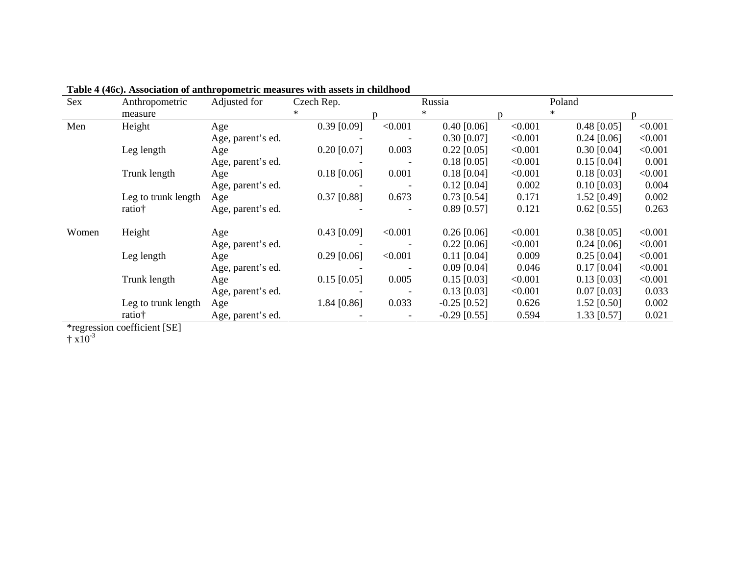**Table 4 (46c). Association of anthropometric measures with assets in childhood**

| Sex | Anthropometric measure | Adjusted for | Czech Rep. * | p | Russia * | p | Poland * | p |
|---|---|---|---|---|---|---|---|---|
| Men | Height | Age | 0.39 [0.09] | <0.001 | 0.40 [0.06] | <0.001 | 0.48 [0.05] | <0.001 |
| | | Age, parent's ed. | - | - | 0.30 [0.07] | <0.001 | 0.24 [0.06] | <0.001 |
| | Leg length | Age | 0.20 [0.07] | 0.003 | 0.22 [0.05] | <0.001 | 0.30 [0.04] | <0.001 |
| | | Age, parent's ed. | - | - | 0.18 [0.05] | <0.001 | 0.15 [0.04] | 0.001 |
| | Trunk length | Age | 0.18 [0.06] | 0.001 | 0.18 [0.04] | <0.001 | 0.18 [0.03] | <0.001 |
| | | Age, parent's ed. | - | - | 0.12 [0.04] | 0.002 | 0.10 [0.03] | 0.004 |
| | Leg to trunk length ratio† | Age | 0.37 [0.88] | 0.673 | 0.73 [0.54] | 0.171 | 1.52 [0.49] | 0.002 |
| | | Age, parent's ed. | - | - | 0.89 [0.57] | 0.121 | 0.62 [0.55] | 0.263 |
| Women | Height | Age | 0.43 [0.09] | <0.001 | 0.26 [0.06] | <0.001 | 0.38 [0.05] | <0.001 |
| | | Age, parent's ed. | - | - | 0.22 [0.06] | <0.001 | 0.24 [0.06] | <0.001 |
| | Leg length | Age | 0.29 [0.06] | <0.001 | 0.11 [0.04] | 0.009 | 0.25 [0.04] | <0.001 |
| | | Age, parent's ed. | - | - | 0.09 [0.04] | 0.046 | 0.17 [0.04] | <0.001 |
| | Trunk length | Age | 0.15 [0.05] | 0.005 | 0.15 [0.03] | <0.001 | 0.13 [0.03] | <0.001 |
| | | Age, parent's ed. | - | - | 0.13 [0.03] | <0.001 | 0.07 [0.03] | 0.033 |
| | Leg to trunk length ratio† | Age | 1.84 [0.86] | 0.033 | -0.25 [0.52] | 0.626 | 1.52 [0.50] | 0.002 |
| | | Age, parent's ed. | - | - | -0.29 [0.55] | 0.594 | 1.33 [0.57] | 0.021 |

*regression coefficient [SE]

† $x10^{-3}$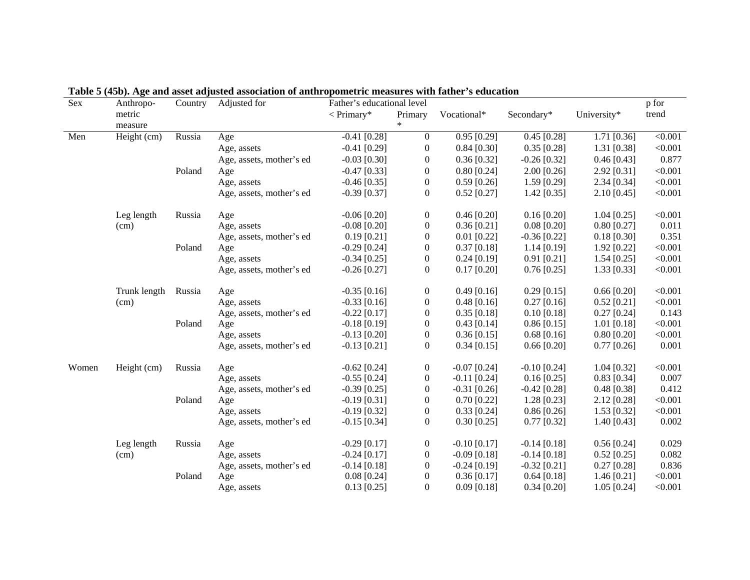**Table 5 (45b). Age and asset adjusted association of anthropometric measures with father's education**

| Sex | Anthropo-metric measure | Country | Adjusted for | Father's educational level | | | | | p for trend |
|---|---|---|---|---|---|---|---|---|---|
| | | | | < Primary* | Primary * | Vocational* | Secondary* | University* | |
| Men | Height (cm) | Russia | Age | -0.41 [0.28] | 0 | 0.95 [0.29] | 0.45 [0.28] | 1.71 [0.36] | <0.001 |
| | | | Age, assets | -0.41 [0.29] | 0 | 0.84 [0.30] | 0.35 [0.28] | 1.31 [0.38] | <0.001 |
| | | | Age, assets, mother's ed | -0.03 [0.30] | 0 | 0.36 [0.32] | -0.26 [0.32] | 0.46 [0.43] | 0.877 |
| | | Poland | Age | -0.47 [0.33] | 0 | 0.80 [0.24] | 2.00 [0.26] | 2.92 [0.31] | <0.001 |
| | | | Age, assets | -0.46 [0.35] | 0 | 0.59 [0.26] | 1.59 [0.29] | 2.34 [0.34] | <0.001 |
| | | | Age, assets, mother's ed | -0.39 [0.37] | 0 | 0.52 [0.27] | 1.42 [0.35] | 2.10 [0.45] | <0.001 |
| | Leg length (cm) | Russia | Age | -0.06 [0.20] | 0 | 0.46 [0.20] | 0.16 [0.20] | 1.04 [0.25] | <0.001 |
| | | | Age, assets | -0.08 [0.20] | 0 | 0.36 [0.21] | 0.08 [0.20] | 0.80 [0.27] | 0.011 |
| | | | Age, assets, mother's ed | 0.19 [0.21] | 0 | 0.01 [0.22] | -0.36 [0.22] | 0.18 [0.30] | 0.351 |
| | | Poland | Age | -0.29 [0.24] | 0 | 0.37 [0.18] | 1.14 [0.19] | 1.92 [0.22] | <0.001 |
| | | | Age, assets | -0.34 [0.25] | 0 | 0.24 [0.19] | 0.91 [0.21] | 1.54 [0.25] | <0.001 |
| | | | Age, assets, mother's ed | -0.26 [0.27] | 0 | 0.17 [0.20] | 0.76 [0.25] | 1.33 [0.33] | <0.001 |
| | Trunk length (cm) | Russia | Age | -0.35 [0.16] | 0 | 0.49 [0.16] | 0.29 [0.15] | 0.66 [0.20] | <0.001 |
| | | | Age, assets | -0.33 [0.16] | 0 | 0.48 [0.16] | 0.27 [0.16] | 0.52 [0.21] | <0.001 |
| | | | Age, assets, mother's ed | -0.22 [0.17] | 0 | 0.35 [0.18] | 0.10 [0.18] | 0.27 [0.24] | 0.143 |
| | | Poland | Age | -0.18 [0.19] | 0 | 0.43 [0.14] | 0.86 [0.15] | 1.01 [0.18] | <0.001 |
| | | | Age, assets | -0.13 [0.20] | 0 | 0.36 [0.15] | 0.68 [0.16] | 0.80 [0.20] | <0.001 |
| | | | Age, assets, mother's ed | -0.13 [0.21] | 0 | 0.34 [0.15] | 0.66 [0.20] | 0.77 [0.26] | 0.001 |
| Women | Height (cm) | Russia | Age | -0.62 [0.24] | 0 | -0.07 [0.24] | -0.10 [0.24] | 1.04 [0.32] | <0.001 |
| | | | Age, assets | -0.55 [0.24] | 0 | -0.11 [0.24] | 0.16 [0.25] | 0.83 [0.34] | 0.007 |
| | | | Age, assets, mother's ed | -0.39 [0.25] | 0 | -0.31 [0.26] | -0.42 [0.28] | 0.48 [0.38] | 0.412 |
| | | Poland | Age | -0.19 [0.31] | 0 | 0.70 [0.22] | 1.28 [0.23] | 2.12 [0.28] | <0.001 |
| | | | Age, assets | -0.19 [0.32] | 0 | 0.33 [0.24] | 0.86 [0.26] | 1.53 [0.32] | <0.001 |
| | | | Age, assets, mother's ed | -0.15 [0.34] | 0 | 0.30 [0.25] | 0.77 [0.32] | 1.40 [0.43] | 0.002 |
| | Leg length (cm) | Russia | Age | -0.29 [0.17] | 0 | -0.10 [0.17] | -0.14 [0.18] | 0.56 [0.24] | 0.029 |
| | | | Age, assets | -0.24 [0.17] | 0 | -0.09 [0.18] | -0.14 [0.18] | 0.52 [0.25] | 0.082 |
| | | | Age, assets, mother's ed | -0.14 [0.18] | 0 | -0.24 [0.19] | -0.32 [0.21] | 0.27 [0.28] | 0.836 |
| | | Poland | Age | 0.08 [0.24] | 0 | 0.36 [0.17] | 0.64 [0.18] | 1.46 [0.21] | <0.001 |
| | | | Age, assets | 0.13 [0.25] | 0 | 0.09 [0.18] | 0.34 [0.20] | 1.05 [0.24] | <0.001 |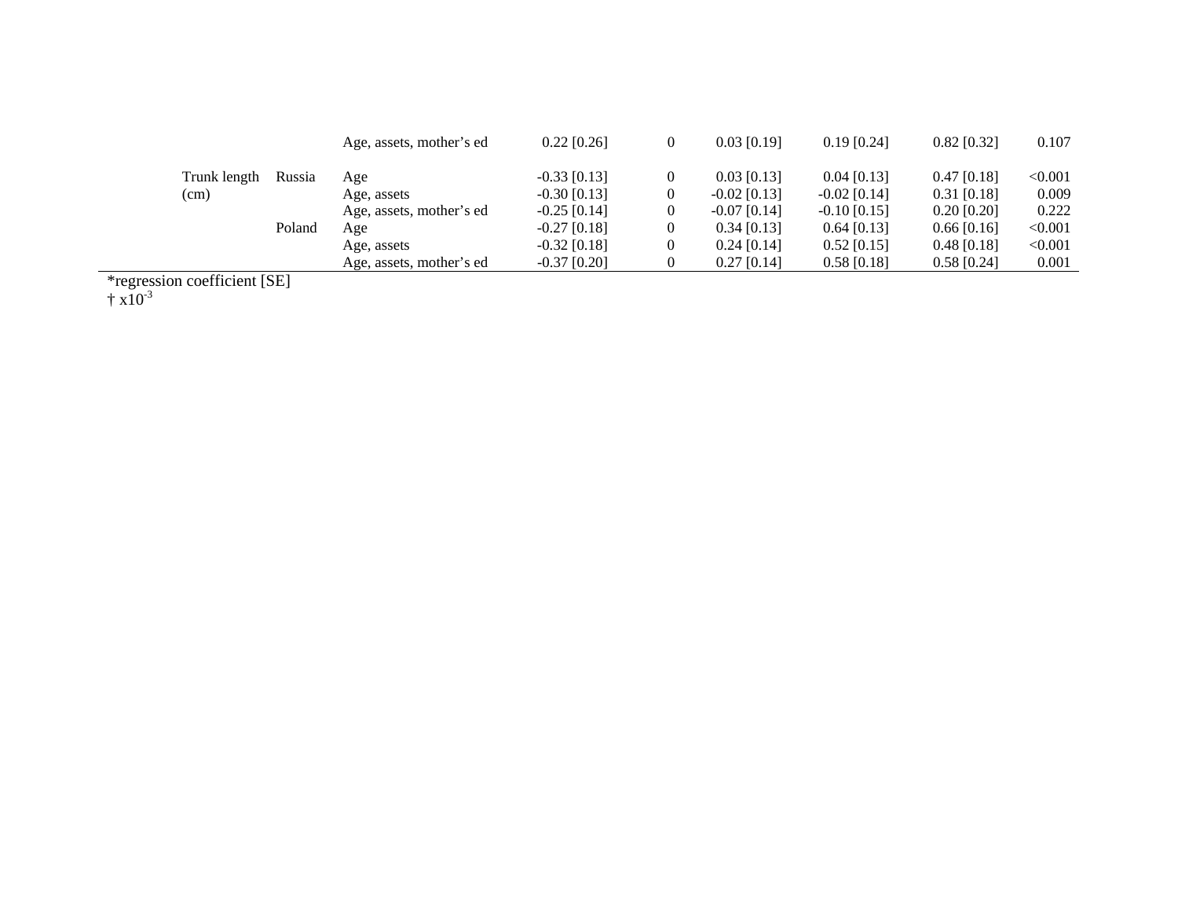| | | | | | | | | |
|---|---|---|---|---|---|---|---|---|
| | | Age, assets, mother's ed | 0.22 [0.26] | 0 | 0.03 [0.19] | 0.19 [0.24] | 0.82 [0.32] | 0.107 |
| Trunk length (cm) | Russia | Age | -0.33 [0.13] | 0 | 0.03 [0.13] | 0.04 [0.13] | 0.47 [0.18] | <0.001 |
| | | Age, assets | -0.30 [0.13] | 0 | -0.02 [0.13] | -0.02 [0.14] | 0.31 [0.18] | 0.009 |
| | | Age, assets, mother's ed | -0.25 [0.14] | 0 | -0.07 [0.14] | -0.10 [0.15] | 0.20 [0.20] | 0.222 |
| | Poland | Age | -0.27 [0.18] | 0 | 0.34 [0.13] | 0.64 [0.13] | 0.66 [0.16] | <0.001 |
| | | Age, assets | -0.32 [0.18] | 0 | 0.24 [0.14] | 0.52 [0.15] | 0.48 [0.18] | <0.001 |
| | | Age, assets, mother's ed | -0.37 [0.20] | 0 | 0.27 [0.14] | 0.58 [0.18] | 0.58 [0.24] | 0.001 |

*regression coefficient [SE]

† $x10^{-3}$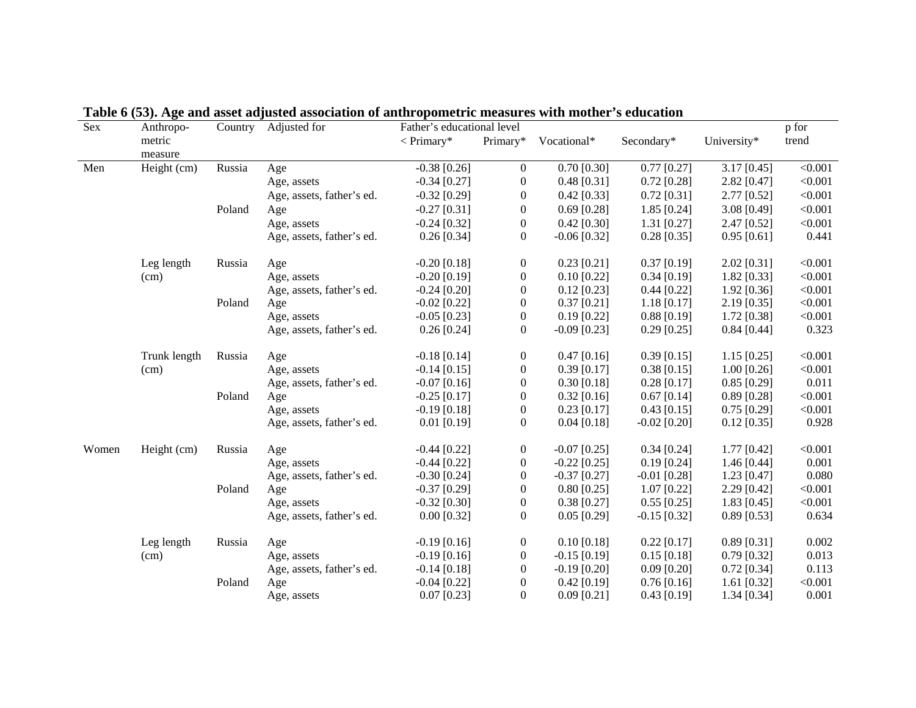**Table 6 (53). Age and asset adjusted association of anthropometric measures with mother's education**

| Sex | Anthropo-metric measure | Country | Adjusted for | Father's educational level | | | | | p for trend |
|---|---|---|---|---|---|---|---|---|---|
| | | | | < Primary* | Primary* | Vocational* | Secondary* | University* | |
| Men | Height (cm) | Russia | Age | -0.38 [0.26] | 0 | 0.70 [0.30] | 0.77 [0.27] | 3.17 [0.45] | <0.001 |
| | | | Age, assets | -0.34 [0.27] | 0 | 0.48 [0.31] | 0.72 [0.28] | 2.82 [0.47] | <0.001 |
| | | | Age, assets, father's ed. | -0.32 [0.29] | 0 | 0.42 [0.33] | 0.72 [0.31] | 2.77 [0.52] | <0.001 |
| | | Poland | Age | -0.27 [0.31] | 0 | 0.69 [0.28] | 1.85 [0.24] | 3.08 [0.49] | <0.001 |
| | | | Age, assets | -0.24 [0.32] | 0 | 0.42 [0.30] | 1.31 [0.27] | 2.47 [0.52] | <0.001 |
| | | | Age, assets, father's ed. | 0.26 [0.34] | 0 | -0.06 [0.32] | 0.28 [0.35] | 0.95 [0.61] | 0.441 |
| | Leg length (cm) | Russia | Age | -0.20 [0.18] | 0 | 0.23 [0.21] | 0.37 [0.19] | 2.02 [0.31] | <0.001 |
| | | | Age, assets | -0.20 [0.19] | 0 | 0.10 [0.22] | 0.34 [0.19] | 1.82 [0.33] | <0.001 |
| | | | Age, assets, father's ed. | -0.24 [0.20] | 0 | 0.12 [0.23] | 0.44 [0.22] | 1.92 [0.36] | <0.001 |
| | | Poland | Age | -0.02 [0.22] | 0 | 0.37 [0.21] | 1.18 [0.17] | 2.19 [0.35] | <0.001 |
| | | | Age, assets | -0.05 [0.23] | 0 | 0.19 [0.22] | 0.88 [0.19] | 1.72 [0.38] | <0.001 |
| | | | Age, assets, father's ed. | 0.26 [0.24] | 0 | -0.09 [0.23] | 0.29 [0.25] | 0.84 [0.44] | 0.323 |
| | Trunk length (cm) | Russia | Age | -0.18 [0.14] | 0 | 0.47 [0.16] | 0.39 [0.15] | 1.15 [0.25] | <0.001 |
| | | | Age, assets | -0.14 [0.15] | 0 | 0.39 [0.17] | 0.38 [0.15] | 1.00 [0.26] | <0.001 |
| | | | Age, assets, father's ed. | -0.07 [0.16] | 0 | 0.30 [0.18] | 0.28 [0.17] | 0.85 [0.29] | 0.011 |
| | | Poland | Age | -0.25 [0.17] | 0 | 0.32 [0.16] | 0.67 [0.14] | 0.89 [0.28] | <0.001 |
| | | | Age, assets | -0.19 [0.18] | 0 | 0.23 [0.17] | 0.43 [0.15] | 0.75 [0.29] | <0.001 |
| | | | Age, assets, father's ed. | 0.01 [0.19] | 0 | 0.04 [0.18] | -0.02 [0.20] | 0.12 [0.35] | 0.928 |
| Women | Height (cm) | Russia | Age | -0.44 [0.22] | 0 | -0.07 [0.25] | 0.34 [0.24] | 1.77 [0.42] | <0.001 |
| | | | Age, assets | -0.44 [0.22] | 0 | -0.22 [0.25] | 0.19 [0.24] | 1.46 [0.44] | 0.001 |
| | | | Age, assets, father's ed. | -0.30 [0.24] | 0 | -0.37 [0.27] | -0.01 [0.28] | 1.23 [0.47] | 0.080 |
| | | Poland | Age | -0.37 [0.29] | 0 | 0.80 [0.25] | 1.07 [0.22] | 2.29 [0.42] | <0.001 |
| | | | Age, assets | -0.32 [0.30] | 0 | 0.38 [0.27] | 0.55 [0.25] | 1.83 [0.45] | <0.001 |
| | | | Age, assets, father's ed. | 0.00 [0.32] | 0 | 0.05 [0.29] | -0.15 [0.32] | 0.89 [0.53] | 0.634 |
| | Leg length (cm) | Russia | Age | -0.19 [0.16] | 0 | 0.10 [0.18] | 0.22 [0.17] | 0.89 [0.31] | 0.002 |
| | | | Age, assets | -0.19 [0.16] | 0 | -0.15 [0.19] | 0.15 [0.18] | 0.79 [0.32] | 0.013 |
| | | | Age, assets, father's ed. | -0.14 [0.18] | 0 | -0.19 [0.20] | 0.09 [0.20] | 0.72 [0.34] | 0.113 |
| | | Poland | Age | -0.04 [0.22] | 0 | 0.42 [0.19] | 0.76 [0.16] | 1.61 [0.32] | <0.001 |
| | | | Age, assets | 0.07 [0.23] | 0 | 0.09 [0.21] | 0.43 [0.19] | 1.34 [0.34] | 0.001 |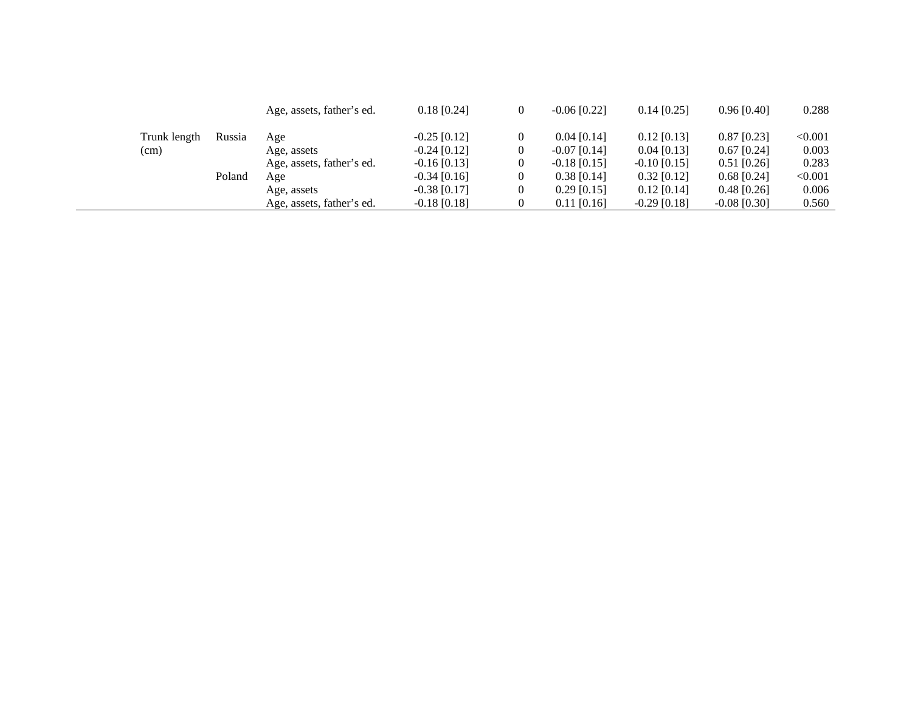| | | | | | | | | |
|---|---|---|---|---|---|---|---|---|
| | | Age, assets, father's ed. | 0.18 [0.24] | 0 | -0.06 [0.22] | 0.14 [0.25] | 0.96 [0.40] | 0.288 |
| Trunk length (cm) | Russia | Age | -0.25 [0.12] | 0 | 0.04 [0.14] | 0.12 [0.13] | 0.87 [0.23] | <0.001 |
| | | Age, assets | -0.24 [0.12] | 0 | -0.07 [0.14] | 0.04 [0.13] | 0.67 [0.24] | 0.003 |
| | | Age, assets, father's ed. | -0.16 [0.13] | 0 | -0.18 [0.15] | -0.10 [0.15] | 0.51 [0.26] | 0.283 |
| | Poland | Age | -0.34 [0.16] | 0 | 0.38 [0.14] | 0.32 [0.12] | 0.68 [0.24] | <0.001 |
| | | Age, assets | -0.38 [0.17] | 0 | 0.29 [0.15] | 0.12 [0.14] | 0.48 [0.26] | 0.006 |
| | | Age, assets, father's ed. | -0.18 [0.18] | 0 | 0.11 [0.16] | -0.29 [0.18] | -0.08 [0.30] | 0.560 |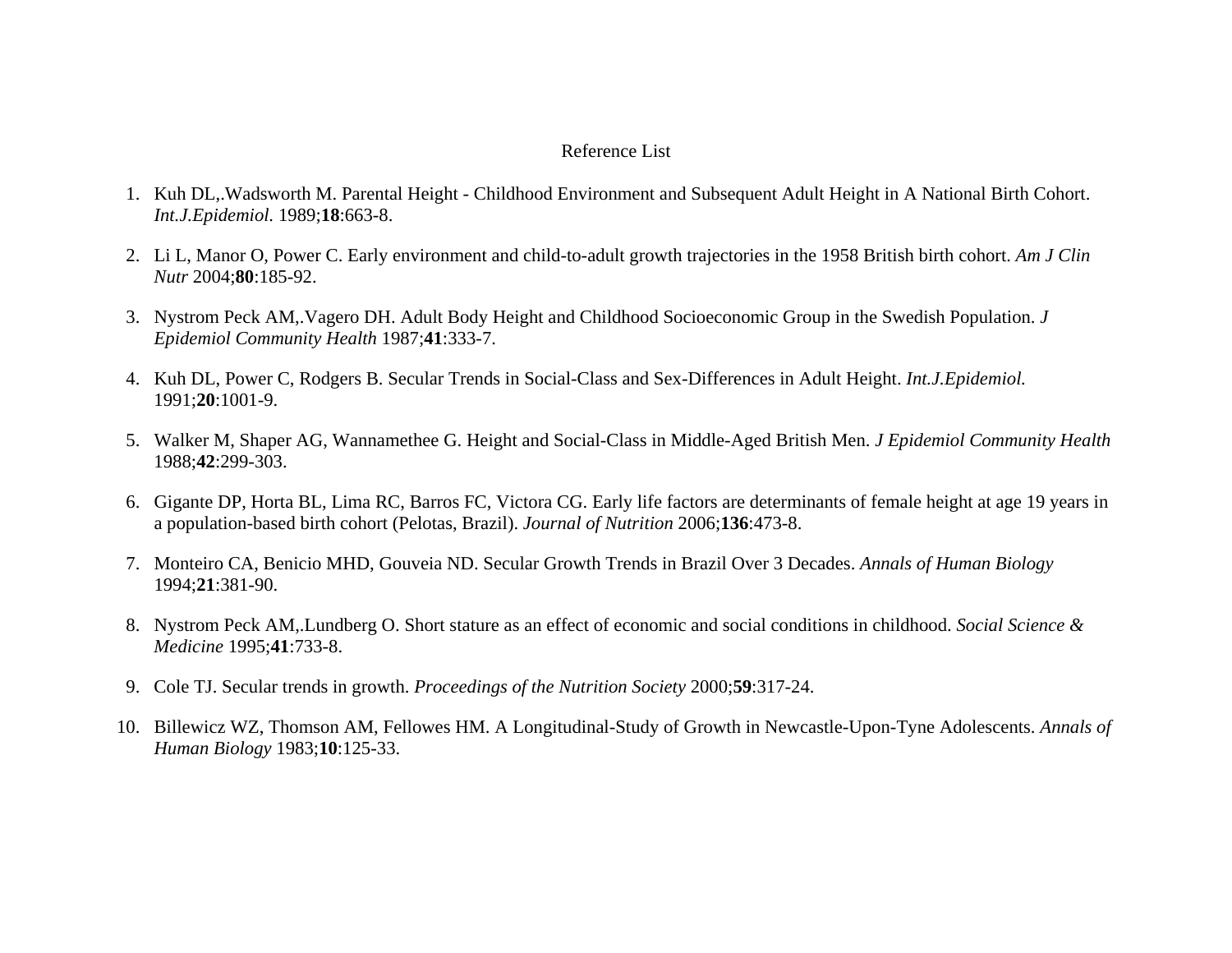# Reference List

1. Kuh DL,.Wadsworth M. Parental Height - Childhood Environment and Subsequent Adult Height in A National Birth Cohort. *Int.J.Epidemiol.* 1989;**18**:663-8.

2. Li L, Manor O, Power C. Early environment and child-to-adult growth trajectories in the 1958 British birth cohort. *Am J Clin Nutr* 2004;**80**:185-92.

3. Nystrom Peck AM,.Vagero DH. Adult Body Height and Childhood Socioeconomic Group in the Swedish Population. *J Epidemiol Community Health* 1987;**41**:333-7.

4. Kuh DL, Power C, Rodgers B. Secular Trends in Social-Class and Sex-Differences in Adult Height. *Int.J.Epidemiol.* 1991;**20**:1001-9.

5. Walker M, Shaper AG, Wannamethee G. Height and Social-Class in Middle-Aged British Men. *J Epidemiol Community Health* 1988;**42**:299-303.

6. Gigante DP, Horta BL, Lima RC, Barros FC, Victora CG. Early life factors are determinants of female height at age 19 years in a population-based birth cohort (Pelotas, Brazil). *Journal of Nutrition* 2006;**136**:473-8.

7. Monteiro CA, Benicio MHD, Gouveia ND. Secular Growth Trends in Brazil Over 3 Decades. *Annals of Human Biology* 1994;**21**:381-90.

8. Nystrom Peck AM,.Lundberg O. Short stature as an effect of economic and social conditions in childhood. *Social Science & Medicine* 1995;**41**:733-8.

9. Cole TJ. Secular trends in growth. *Proceedings of the Nutrition Society* 2000;**59**:317-24.

10. Billewicz WZ, Thomson AM, Fellowes HM. A Longitudinal-Study of Growth in Newcastle-Upon-Tyne Adolescents. *Annals of Human Biology* 1983;**10**:125-33.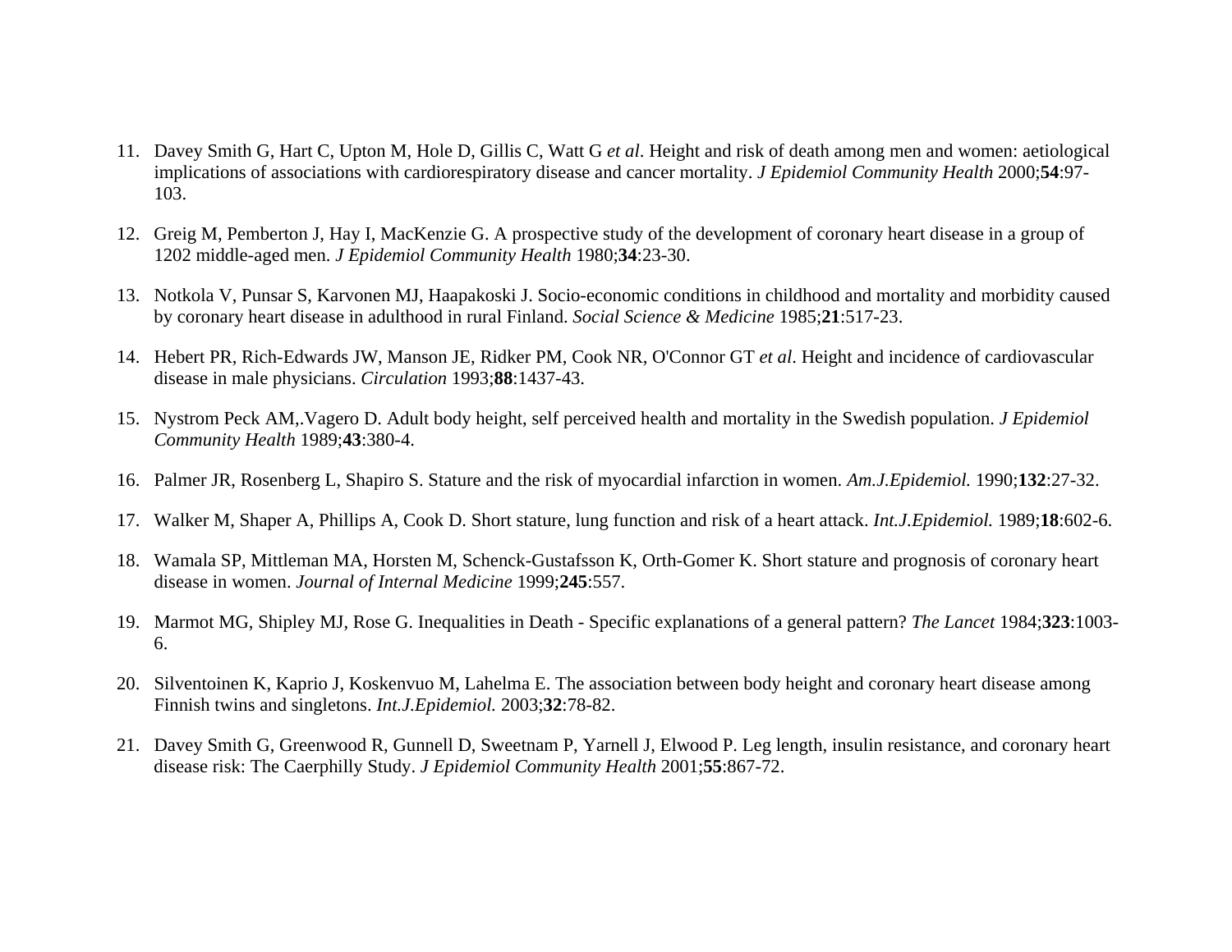11. Davey Smith G, Hart C, Upton M, Hole D, Gillis C, Watt G *et al*. Height and risk of death among men and women: aetiological implications of associations with cardiorespiratory disease and cancer mortality. *J Epidemiol Community Health* 2000;**54**:97-103.

12. Greig M, Pemberton J, Hay I, MacKenzie G. A prospective study of the development of coronary heart disease in a group of 1202 middle-aged men. *J Epidemiol Community Health* 1980;**34**:23-30.

13. Notkola V, Punsar S, Karvonen MJ, Haapakoski J. Socio-economic conditions in childhood and mortality and morbidity caused by coronary heart disease in adulthood in rural Finland. *Social Science & Medicine* 1985;**21**:517-23.

14. Hebert PR, Rich-Edwards JW, Manson JE, Ridker PM, Cook NR, O'Connor GT *et al*. Height and incidence of cardiovascular disease in male physicians. *Circulation* 1993;**88**:1437-43.

15. Nystrom Peck AM,.Vagero D. Adult body height, self perceived health and mortality in the Swedish population. *J Epidemiol Community Health* 1989;**43**:380-4.

16. Palmer JR, Rosenberg L, Shapiro S. Stature and the risk of myocardial infarction in women. *Am.J.Epidemiol.* 1990;**132**:27-32.

17. Walker M, Shaper A, Phillips A, Cook D. Short stature, lung function and risk of a heart attack. *Int.J.Epidemiol.* 1989;**18**:602-6.

18. Wamala SP, Mittleman MA, Horsten M, Schenck-Gustafsson K, Orth-Gomer K. Short stature and prognosis of coronary heart disease in women. *Journal of Internal Medicine* 1999;**245**:557.

19. Marmot MG, Shipley MJ, Rose G. Inequalities in Death - Specific explanations of a general pattern? *The Lancet* 1984;**323**:1003-6.

20. Silventoinen K, Kaprio J, Koskenvuo M, Lahelma E. The association between body height and coronary heart disease among Finnish twins and singletons. *Int.J.Epidemiol.* 2003;**32**:78-82.

21. Davey Smith G, Greenwood R, Gunnell D, Sweetnam P, Yarnell J, Elwood P. Leg length, insulin resistance, and coronary heart disease risk: The Caerphilly Study. *J Epidemiol Community Health* 2001;**55**:867-72.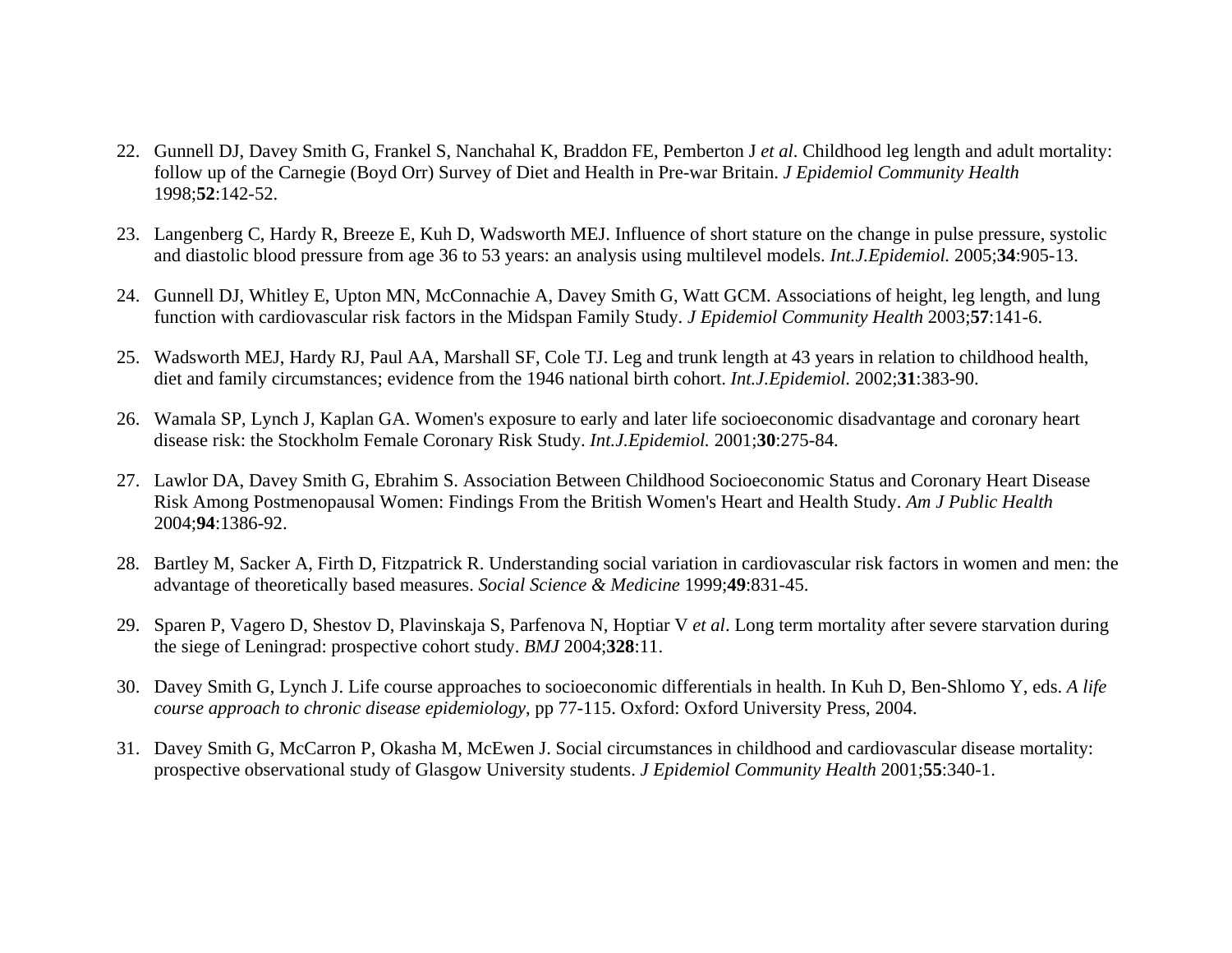22. Gunnell DJ, Davey Smith G, Frankel S, Nanchahal K, Braddon FE, Pemberton J *et al*. Childhood leg length and adult mortality: follow up of the Carnegie (Boyd Orr) Survey of Diet and Health in Pre-war Britain. *J Epidemiol Community Health* 1998;**52**:142-52.

23. Langenberg C, Hardy R, Breeze E, Kuh D, Wadsworth MEJ. Influence of short stature on the change in pulse pressure, systolic and diastolic blood pressure from age 36 to 53 years: an analysis using multilevel models. *Int.J.Epidemiol.* 2005;**34**:905-13.

24. Gunnell DJ, Whitley E, Upton MN, McConnachie A, Davey Smith G, Watt GCM. Associations of height, leg length, and lung function with cardiovascular risk factors in the Midspan Family Study. *J Epidemiol Community Health* 2003;**57**:141-6.

25. Wadsworth MEJ, Hardy RJ, Paul AA, Marshall SF, Cole TJ. Leg and trunk length at 43 years in relation to childhood health, diet and family circumstances; evidence from the 1946 national birth cohort. *Int.J.Epidemiol.* 2002;**31**:383-90.

26. Wamala SP, Lynch J, Kaplan GA. Women's exposure to early and later life socioeconomic disadvantage and coronary heart disease risk: the Stockholm Female Coronary Risk Study. *Int.J.Epidemiol.* 2001;**30**:275-84.

27. Lawlor DA, Davey Smith G, Ebrahim S. Association Between Childhood Socioeconomic Status and Coronary Heart Disease Risk Among Postmenopausal Women: Findings From the British Women's Heart and Health Study. *Am J Public Health* 2004;**94**:1386-92.

28. Bartley M, Sacker A, Firth D, Fitzpatrick R. Understanding social variation in cardiovascular risk factors in women and men: the advantage of theoretically based measures. *Social Science & Medicine* 1999;**49**:831-45.

29. Sparen P, Vagero D, Shestov D, Plavinskaja S, Parfenova N, Hoptiar V *et al*. Long term mortality after severe starvation during the siege of Leningrad: prospective cohort study. *BMJ* 2004;**328**:11.

30. Davey Smith G, Lynch J. Life course approaches to socioeconomic differentials in health. In Kuh D, Ben-Shlomo Y, eds. *A life course approach to chronic disease epidemiology*, pp 77-115. Oxford: Oxford University Press, 2004.

31. Davey Smith G, McCarron P, Okasha M, McEwen J. Social circumstances in childhood and cardiovascular disease mortality: prospective observational study of Glasgow University students. *J Epidemiol Community Health* 2001;**55**:340-1.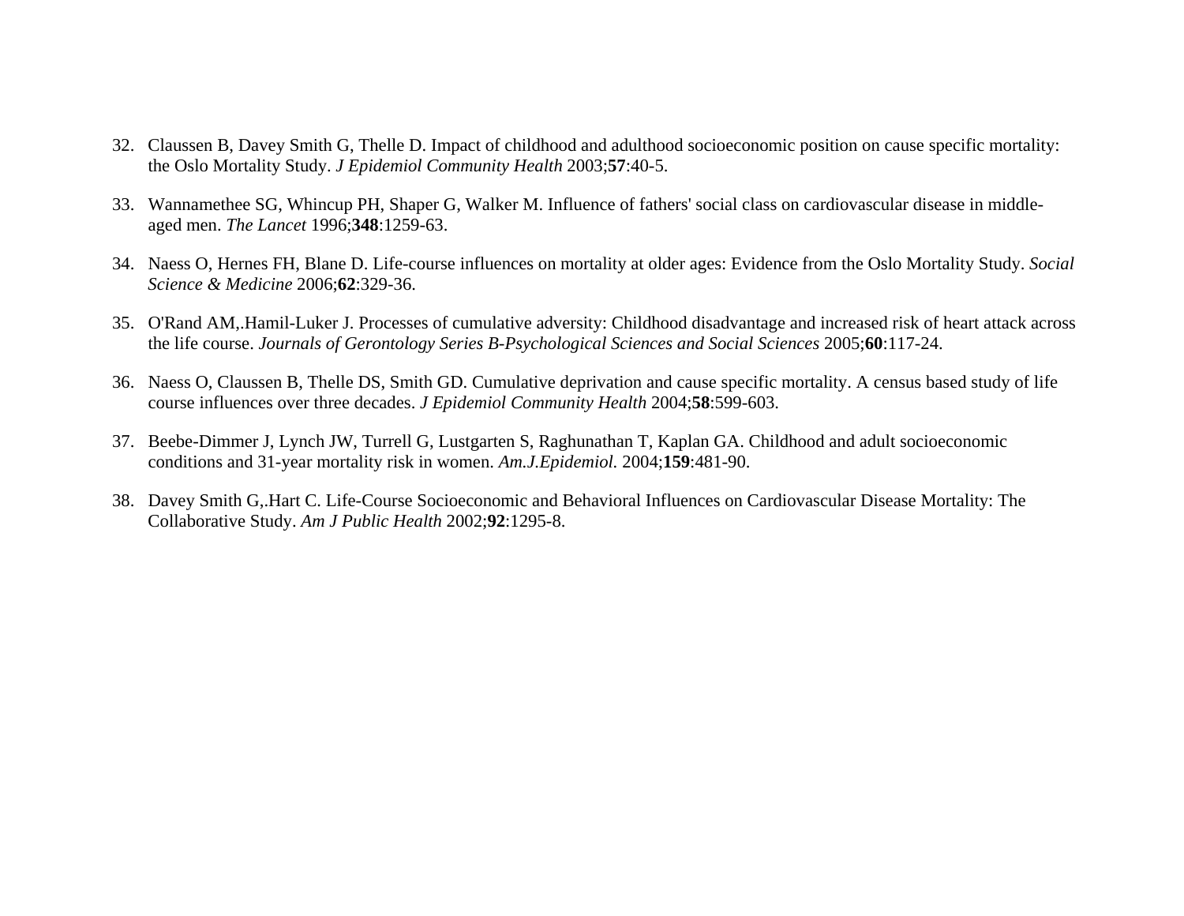32. Claussen B, Davey Smith G, Thelle D. Impact of childhood and adulthood socioeconomic position on cause specific mortality: the Oslo Mortality Study. *J Epidemiol Community Health* 2003;**57**:40-5.

33. Wannamethee SG, Whincup PH, Shaper G, Walker M. Influence of fathers' social class on cardiovascular disease in middle-aged men. *The Lancet* 1996;**348**:1259-63.

34. Naess O, Hernes FH, Blane D. Life-course influences on mortality at older ages: Evidence from the Oslo Mortality Study. *Social Science & Medicine* 2006;**62**:329-36.

35. O'Rand AM,.Hamil-Luker J. Processes of cumulative adversity: Childhood disadvantage and increased risk of heart attack across the life course. *Journals of Gerontology Series B-Psychological Sciences and Social Sciences* 2005;**60**:117-24.

36. Naess O, Claussen B, Thelle DS, Smith GD. Cumulative deprivation and cause specific mortality. A census based study of life course influences over three decades. *J Epidemiol Community Health* 2004;**58**:599-603.

37. Beebe-Dimmer J, Lynch JW, Turrell G, Lustgarten S, Raghunathan T, Kaplan GA. Childhood and adult socioeconomic conditions and 31-year mortality risk in women. *Am.J.Epidemiol.* 2004;**159**:481-90.

38. Davey Smith G,.Hart C. Life-Course Socioeconomic and Behavioral Influences on Cardiovascular Disease Mortality: The Collaborative Study. *Am J Public Health* 2002;**92**:1295-8.